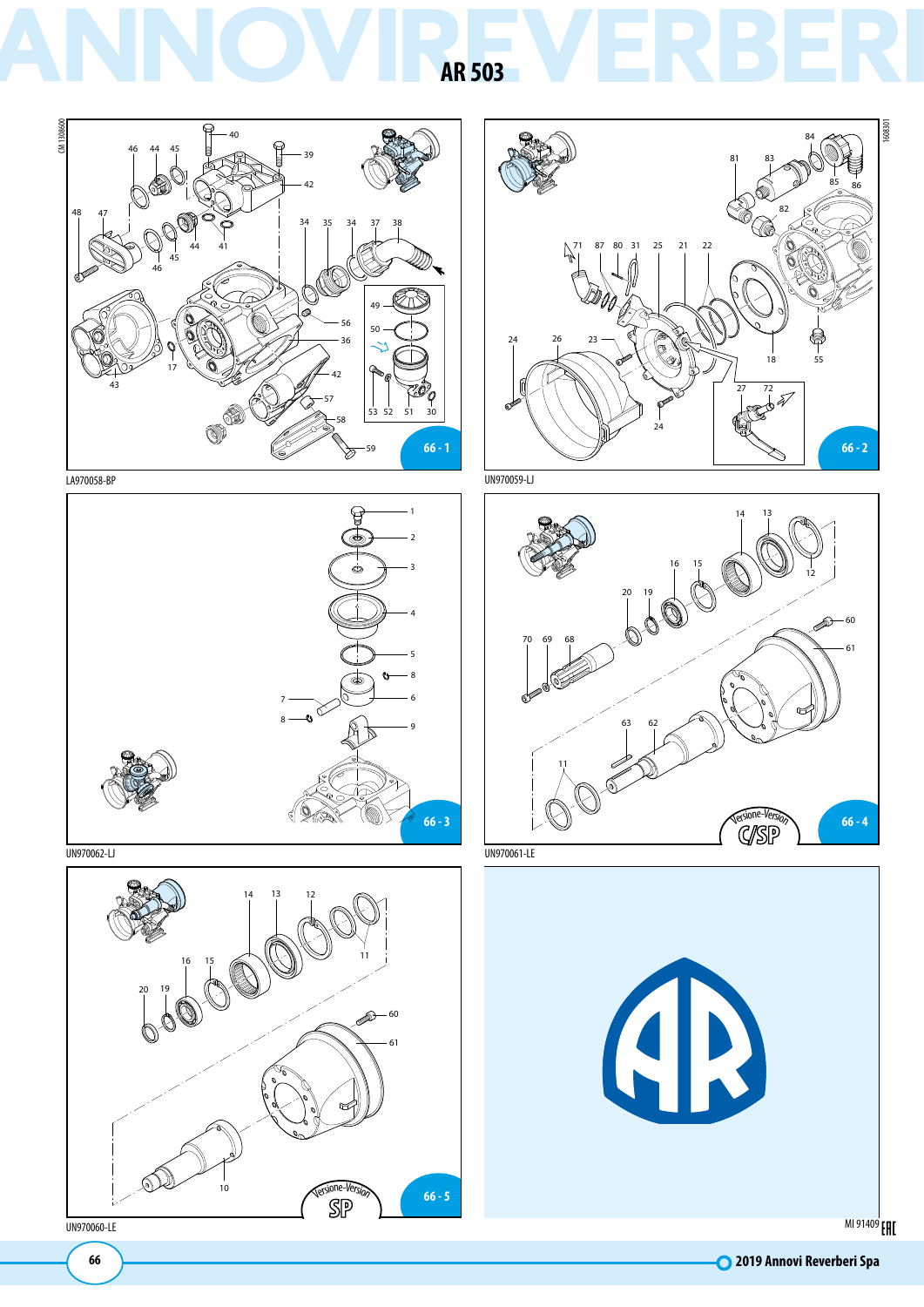# AR 503

66 - 1

LA970058-BP

66 - 2

UN970059-LJ

66 - 3

UN970062-LJ

66 - 4

Versione-Version C/SP

UN970061-LE

66 - 5

Versione-Version SP

UN970060-LE

MI 91409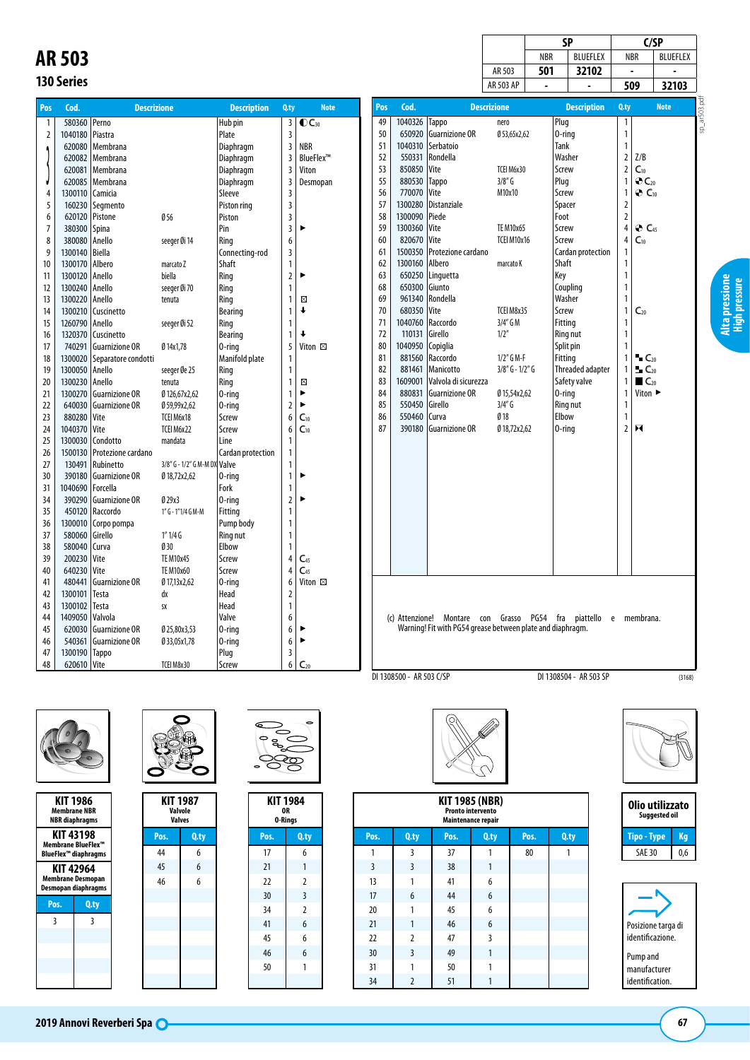# AR 503

## 130 Series

| | SP | | C/SP | |
|---|---|---|---|---|
| | NBR | BLUEFLEX | NBR | BLUEFLEX |
| AR 503 | 501 | 32102 | - | - |
| AR 503 AP | - | - | 509 | 32103 |

| Pos | Cod. | Descrizione | | Description | Q.ty | Note |
|---|---|---|---|---|---|---|
| 1 | 580360 | Perno | | Hub pin | 3 | ◐ $C_{30}$ |
| 2 | 1040180 | Piastra | | Plate | 3 | |
| | 620080 | Membrana | | Diaphragm | 3 | NBR |
| | 620082 | Membrana | | Diaphragm | 3 | BlueFlex™ |
| | 620081 | Membrana | | Diaphragm | 3 | Viton |
| | 620085 | Membrana | | Diaphragm | 3 | Desmopan |
| 4 | 1300110 | Camicia | | Sleeve | 3 | |
| 5 | 160230 | Segmento | | Piston ring | 3 | |
| 6 | 620120 | Pistone | Ø 56 | Piston | 3 | |
| 7 | 380300 | Spina | | Pin | 3 | ▶ |
| 8 | 380080 | Anello | seeger Øi 14 | Ring | 6 | |
| 9 | 1300140 | Biella | | Connecting-rod | 3 | |
| 10 | 1300170 | Albero | marcato Z | Shaft | 1 | |
| 11 | 1300120 | Anello | biella | Ring | 2 | ▶ |
| 12 | 1300240 | Anello | seeger Øi 70 | Ring | 1 | |
| 13 | 1300220 | Anello | tenuta | Ring | 1 | ⊠ |
| 14 | 1300210 | Cuscinetto | | Bearing | 1 | ⬇ |
| 15 | 1260790 | Anello | seeger Øi 52 | Ring | 1 | |
| 16 | 1320370 | Cuscinetto | | Bearing | 1 | ⬇ |
| 17 | 740291 | Guarnizione OR | Ø 14x1,78 | O-ring | 5 | Viton ⊠ |
| 18 | 1300020 | Separatore condotti | | Manifold plate | 1 | |
| 19 | 1300050 | Anello | seeger Øe 25 | Ring | 1 | |
| 20 | 1300230 | Anello | tenuta | Ring | 1 | ⊠ |
| 21 | 1300270 | Guarnizione OR | Ø 126,67x2,62 | O-ring | 1 | ▶ |
| 22 | 640030 | Guarnizione OR | Ø 59,99x2,62 | O-ring | 2 | ▶ |
| 23 | 880280 | Vite | TCEI M6x18 | Screw | 6 | $C_{10}$ |
| 24 | 1040370 | Vite | TCEI M6x22 | Screw | 6 | $C_{10}$ |
| 25 | 1300030 | Condotto | mandata | Line | 1 | |
| 26 | 1500130 | Protezione cardano | | Cardan protection | 1 | |
| 27 | 130491 | Rubinetto | 3/8" G - 1/2" G M-M DX | Valve | 1 | |
| 30 | 390180 | Guarnizione OR | Ø 18,72x2,62 | O-ring | 1 | ▶ |
| 31 | 1040690 | Forcella | | Fork | 1 | |
| 34 | 390290 | Guarnizione OR | Ø 29x3 | O-ring | 2 | ▶ |
| 35 | 450120 | Raccordo | 1" G - 1"1/4 G M-M | Fitting | 1 | |
| 36 | 1300010 | Corpo pompa | | Pump body | 1 | |
| 37 | 580060 | Girello | 1" 1/4 G | Ring nut | 1 | |
| 38 | 580040 | Curva | Ø 30 | Elbow | 1 | |
| 39 | 200230 | Vite | TE M10x45 | Screw | 4 | $C_{45}$ |
| 40 | 640230 | Vite | TE M10x60 | Screw | 4 | $C_{45}$ |
| 41 | 480441 | Guarnizione OR | Ø 17,13x2,62 | O-ring | 6 | Viton ⊠ |
| 42 | 1300101 | Testa | dx | Head | 2 | |
| 43 | 1300102 | Testa | sx | Head | 1 | |
| 44 | 1409050 | Valvola | | Valve | 6 | |
| 45 | 620030 | Guarnizione OR | Ø 25,80x3,53 | O-ring | 6 | ▶ |
| 46 | 540361 | Guarnizione OR | Ø 33,05x1,78 | O-ring | 6 | ▶ |
| 47 | 1300190 | Tappo | | Plug | 3 | |
| 48 | 620610 | Vite | TCEI M8x30 | Screw | 6 | $C_{20}$ |

| Pos | Cod. | Descrizione | | Description | Q.ty | Note |
|---|---|---|---|---|---|---|
| 49 | 1040326 | Tappo | nero | Plug | 1 | |
| 50 | 650920 | Guarnizione OR | Ø 53,65x2,62 | O-ring | 1 | |
| 51 | 1040310 | Serbatoio | | Tank | 1 | |
| 52 | 550331 | Rondella | | Washer | 2 | Z/B |
| 53 | 850850 | Vite | TCEI M6x30 | Screw | 2 | $C_{10}$ |
| 55 | 880530 | Tappo | 3/8" G | Plug | 1 | ◕ $C_{20}$ |
| 56 | 770070 | Vite | M10x10 | Screw | 1 | ◕ $C_{10}$ |
| 57 | 1300280 | Distanziale | | Spacer | 2 | |
| 58 | 1300090 | Piede | | Foot | 2 | |
| 59 | 1300360 | Vite | TE M10x65 | Screw | 4 | ◕ $C_{45}$ |
| 60 | 820670 | Vite | TCEI M10x16 | Screw | 4 | $C_{10}$ |
| 61 | 1500350 | Protezione cardano | | Cardan protection | 1 | |
| 62 | 1300160 | Albero | marcato K | Shaft | 1 | |
| 63 | 650250 | Linguetta | | Key | 1 | |
| 68 | 650300 | Giunto | | Coupling | 1 | |
| 69 | 961340 | Rondella | | Washer | 1 | |
| 70 | 680350 | Vite | TCEI M8x35 | Screw | 1 | $C_{20}$ |
| 71 | 1040760 | Raccordo | 3/4" G M | Fitting | 1 | |
| 72 | 110131 | Girello | 1/2" | Ring nut | 1 | |
| 80 | 1040950 | Copiglia | | Split pin | 1 | |
| 81 | 881560 | Raccordo | 1/2" G M-F | Fitting | 1 | ▚ $C_{20}$ |
| 82 | 881461 | Manicotto | 3/8" G - 1/2" G | Threaded adapter | 1 | ▚ $C_{20}$ |
| 83 | 1609001 | Valvola di sicurezza | | Safety valve | 1 | ■ $C_{20}$ |
| 84 | 880831 | Guarnizione OR | Ø 15,54x2,62 | O-ring | 1 | Viton ▶ |
| 85 | 550450 | Girello | 3/4" G | Ring nut | 1 | |
| 86 | 550460 | Curva | Ø 18 | Elbow | 1 | |
| 87 | 390180 | Guarnizione OR | Ø 18,72x2,62 | O-ring | 2 | ⧓ |

(c) Attenzione! Montare con Grasso PG54 fra piattello e membrana.
Warning! Fit with PG54 grease between plate and diaphragm.

DI 1308500 - AR 503 C/SP DI 1308504 - AR 503 SP (3168)

Alta pressione / High pressure

**KIT 1986** Membrane NBR / NBR diaphragms
**KIT 43198** Membrane BlueFlex™ / BlueFlex™ diaphragms
**KIT 42964** Membrane Desmopan / Desmopan diaphragms

| Pos. | Q.ty |
|---|---|
| 3 | 3 |

**KIT 1987** Valvole / Valves

| Pos. | Q.ty |
|---|---|
| 44 | 6 |
| 45 | 6 |
| 46 | 6 |

**KIT 1984** OR / O-Rings

| Pos. | Q.ty |
|---|---|
| 17 | 6 |
| 21 | 1 |
| 22 | 2 |
| 30 | 3 |
| 34 | 2 |
| 41 | 6 |
| 45 | 6 |
| 46 | 6 |
| 50 | 1 |

**KIT 1985 (NBR)** Pronto intervento / Maintenance repair

| Pos. | Q.ty | Pos. | Q.ty | Pos. | Q.ty |
|---|---|---|---|---|---|
| 1 | 3 | 37 | 1 | 80 | 1 |
| 3 | 3 | 38 | 1 | | |
| 13 | 1 | 41 | 6 | | |
| 17 | 6 | 44 | 6 | | |
| 20 | 1 | 45 | 6 | | |
| 21 | 1 | 46 | 6 | | |
| 22 | 2 | 47 | 3 | | |
| 30 | 3 | 49 | 1 | | |
| 31 | 1 | 50 | 1 | | |
| 34 | 2 | 51 | 1 | | |

**Olio utilizzato** Suggested oil

| Tipo - Type | Kg |
|---|---|
| SAE 30 | 0,6 |

Posizione targa di identificazione.
Pump and manufacturer identification.

2019 Annovi Reverberi Spa